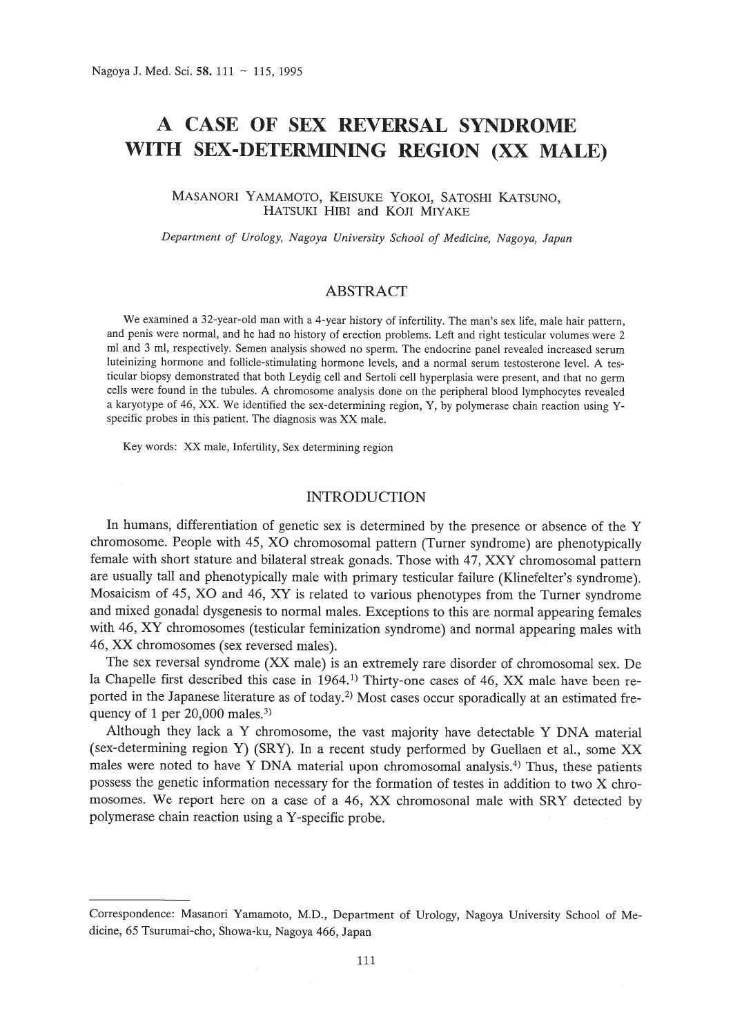# A CASE OF SEX REVERSAL SYNDROME WITH SEX-DETERMINING REGION (XX MALE)

MASANORI YAMAMOTO, KEISUKE YOKOI, SATOSHI KATSUNO, HATSUKI HIBI and KOJI MIYAKE

*Department of Urology, Nagoya University School of Medicine, Nagoya, Japan*

## ABSTRACT

We examined a 32-year-old man with a 4-year history of infertility. The man's sex life, male hair pattern, and penis were normal, and he had no history of erection problems. Left and right testicular volumes were 2 ml and 3 ml, respectively. Semen analysis showed no sperm. The endocrine panel revealed increased serum luteinizing hormone and follicle-stimulating hormone levels, and a normal serum testosterone level. A testicular biopsy demonstrated that both Leydig cell and Sertoli cell hyperplasia were present, and that no germ cells were found in the tubules. A chromosome analysis done on the peripheral blood lymphocytes revealed a karyotype of 46, XX. We identified the sex-determining region, Y, by polymerase chain reaction using Y-specific probes in this patient. The diagnosis was XX male.

Key words: XX male, Infertility, Sex determining region

## INTRODUCTION

In humans, differentiation of genetic sex is determined by the presence or absence of the Y chromosome. People with 45, XO chromosomal pattern (Turner syndrome) are phenotypically female with short stature and bilateral streak gonads. Those with 47, XXY chromosomal pattern are usually tall and phenotypically male with primary testicular failure (Klinefelter's syndrome). Mosaicism of 45, XO and 46, XY is related to various phenotypes from the Turner syndrome and mixed gonadal dysgenesis to normal males. Exceptions to this are normal appearing females with 46, XY chromosomes (testicular feminization syndrome) and normal appearing males with 46, XX chromosomes (sex reversed males).

The sex reversal syndrome (XX male) is an extremely rare disorder of chromosomal sex. De la Chapelle first described this case in 1964.[1] Thirty-one cases of 46, XX male have been reported in the Japanese literature as of today.[2] Most cases occur sporadically at an estimated frequency of 1 per 20,000 males.[3]

Although they lack a Y chromosome, the vast majority have detectable Y DNA material (sex-determining region Y) (SRY). In a recent study performed by Guellaen et al., some XX males were noted to have Y DNA material upon chromosomal analysis.[4] Thus, these patients possess the genetic information necessary for the formation of testes in addition to two X chromosomes. We report here on a case of a 46, XX chromosonal male with SRY detected by polymerase chain reaction using a Y-specific probe.

---

Correspondence: Masanori Yamamoto, M.D., Department of Urology, Nagoya University School of Medicine, 65 Tsurumai-cho, Showa-ku, Nagoya 466, Japan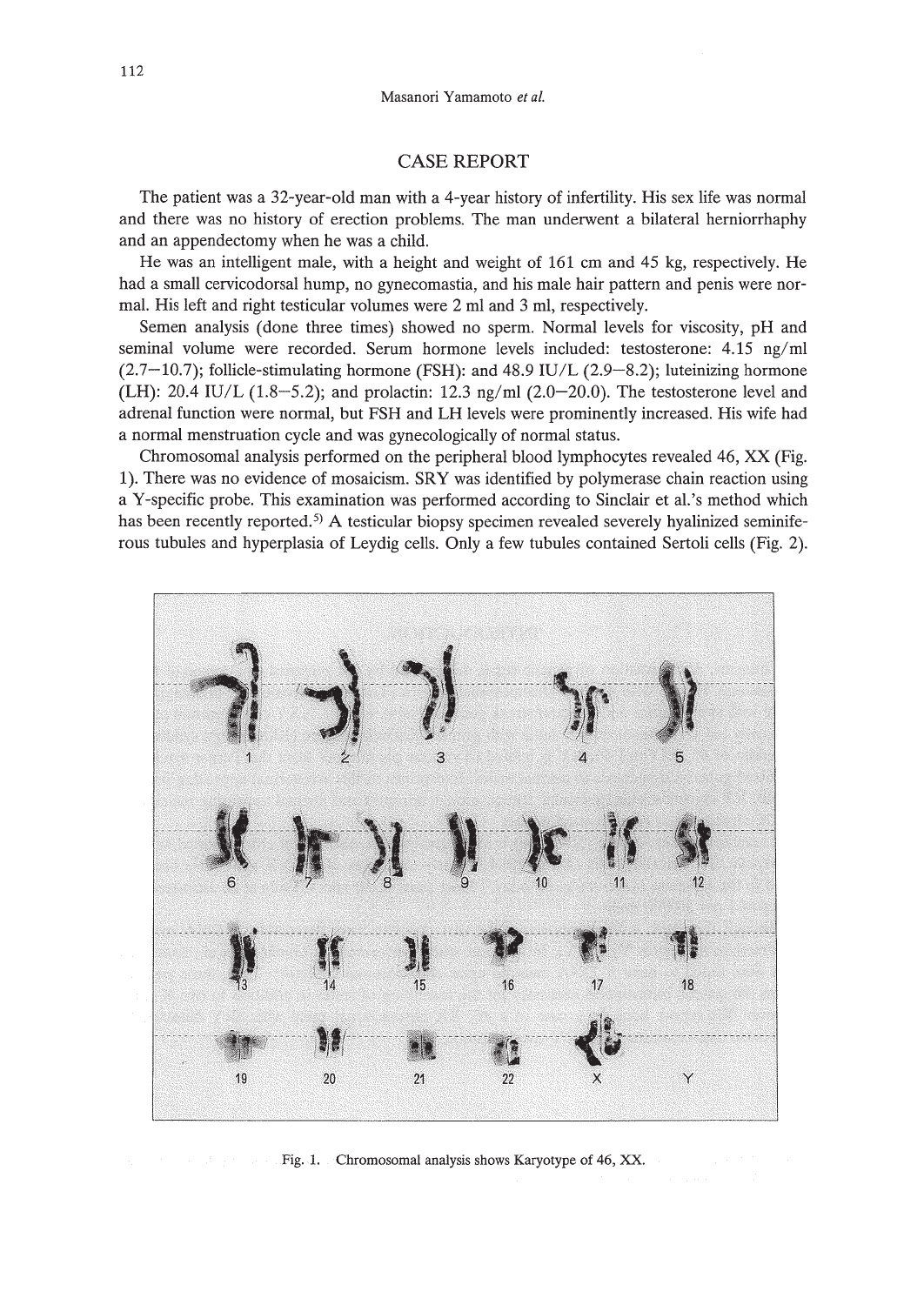## CASE REPORT

The patient was a 32-year-old man with a 4-year history of infertility. His sex life was normal and there was no history of erection problems. The man underwent a bilateral herniorrhaphy and an appendectomy when he was a child.

He was an intelligent male, with a height and weight of 161 cm and 45 kg, respectively. He had a small cervicodorsal hump, no gynecomastia, and his male hair pattern and penis were normal. His left and right testicular volumes were 2 ml and 3 ml, respectively.

Semen analysis (done three times) showed no sperm. Normal levels for viscosity, pH and seminal volume were recorded. Serum hormone levels included: testosterone: 4.15 ng/ml (2.7–10.7); follicle-stimulating hormone (FSH): and 48.9 IU/L (2.9–8.2); luteinizing hormone (LH): 20.4 IU/L (1.8–5.2); and prolactin: 12.3 ng/ml (2.0–20.0). The testosterone level and adrenal function were normal, but FSH and LH levels were prominently increased. His wife had a normal menstruation cycle and was gynecologically of normal status.

Chromosomal analysis performed on the peripheral blood lymphocytes revealed 46, XX (Fig. 1). There was no evidence of mosaicism. SRY was identified by polymerase chain reaction using a Y-specific probe. This examination was performed according to Sinclair et al.'s method which has been recently reported.[5] A testicular biopsy specimen revealed severely hyalinized seminiferous tubules and hyperplasia of Leydig cells. Only a few tubules contained Sertoli cells (Fig. 2).

Fig. 1. Chromosomal analysis shows Karyotype of 46, XX.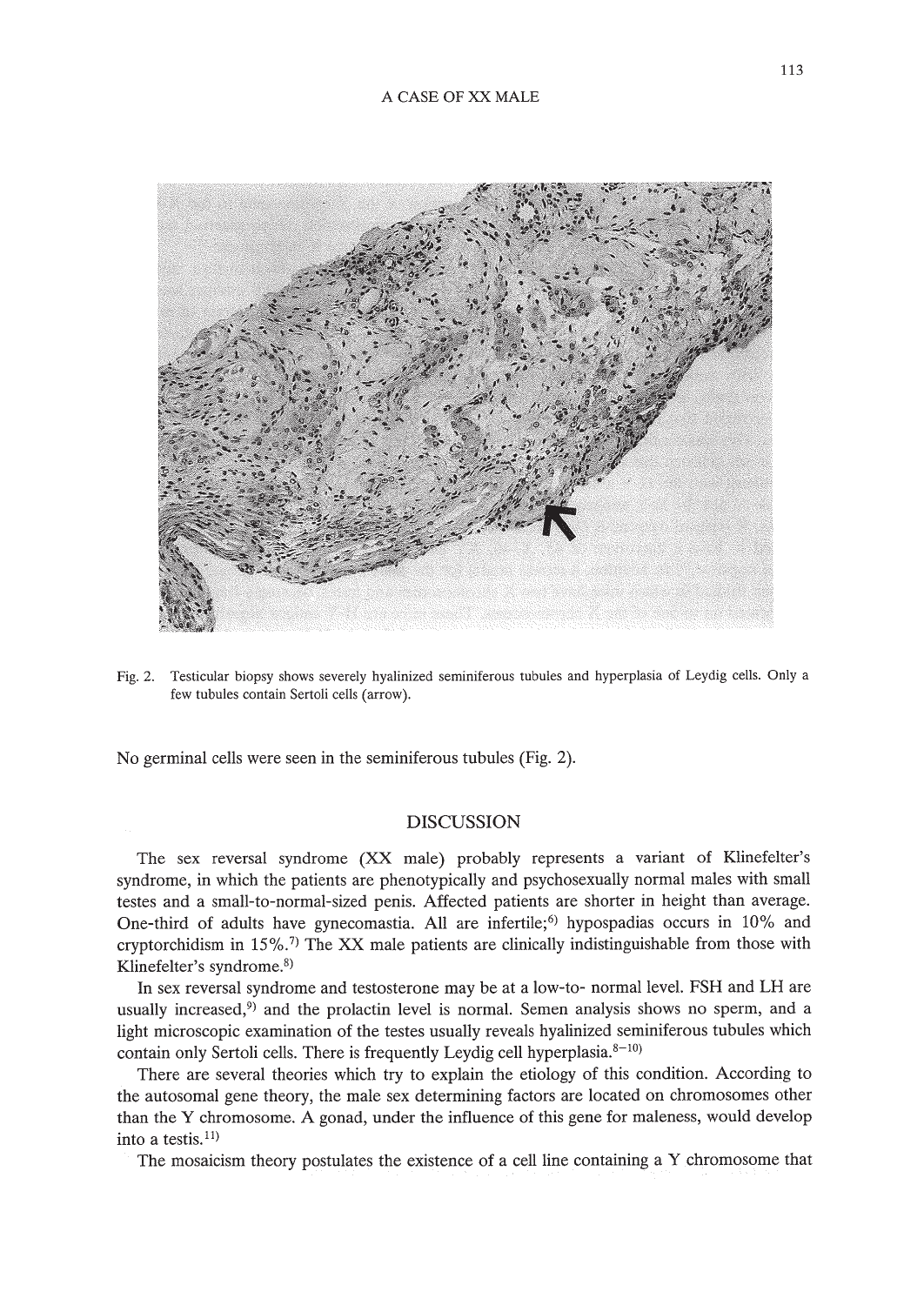Fig. 2. Testicular biopsy shows severely hyalinized seminiferous tubules and hyperplasia of Leydig cells. Only a few tubules contain Sertoli cells (arrow).

No germinal cells were seen in the seminiferous tubules (Fig. 2).

## DISCUSSION

The sex reversal syndrome (XX male) probably represents a variant of Klinefelter's syndrome, in which the patients are phenotypically and psychosexually normal males with small testes and a small-to-normal-sized penis. Affected patients are shorter in height than average. One-third of adults have gynecomastia. All are infertile;[6] hypospadias occurs in 10% and cryptorchidism in 15%.[7] The XX male patients are clinically indistinguishable from those with Klinefelter's syndrome.[8]

In sex reversal syndrome and testosterone may be at a low-to- normal level. FSH and LH are usually increased,[9] and the prolactin level is normal. Semen analysis shows no sperm, and a light microscopic examination of the testes usually reveals hyalinized seminiferous tubules which contain only Sertoli cells. There is frequently Leydig cell hyperplasia.[8–10]

There are several theories which try to explain the etiology of this condition. According to the autosomal gene theory, the male sex determining factors are located on chromosomes other than the Y chromosome. A gonad, under the influence of this gene for maleness, would develop into a testis.[11]

The mosaicism theory postulates the existence of a cell line containing a Y chromosome that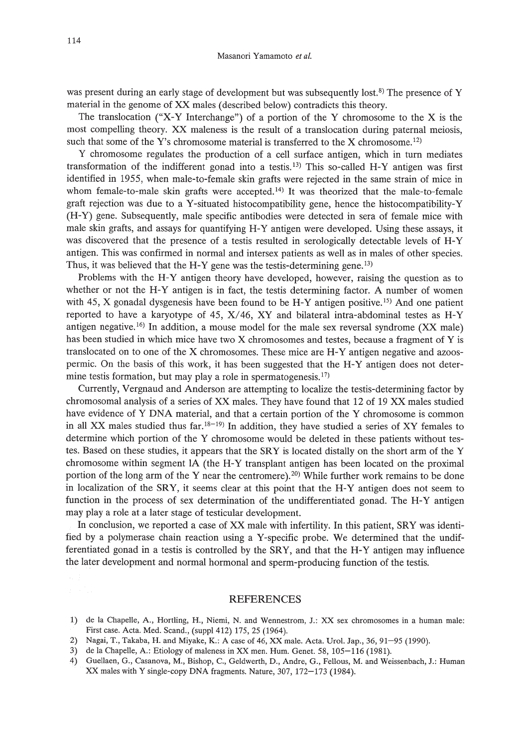was present during an early stage of development but was subsequently lost.[8] The presence of Y material in the genome of XX males (described below) contradicts this theory.

The translocation ("X-Y Interchange") of a portion of the Y chromosome to the X is the most compelling theory. XX maleness is the result of a translocation during paternal meiosis, such that some of the Y's chromosome material is transferred to the X chromosome.[12]

Y chromosome regulates the production of a cell surface antigen, which in turn mediates transformation of the indifferent gonad into a testis.[13] This so-called H-Y antigen was first identified in 1955, when male-to-female skin grafts were rejected in the same strain of mice in whom female-to-male skin grafts were accepted.[14] It was theorized that the male-to-female graft rejection was due to a Y-situated histocompatibility gene, hence the histocompatibility-Y (H-Y) gene. Subsequently, male specific antibodies were detected in sera of female mice with male skin grafts, and assays for quantifying H-Y antigen were developed. Using these assays, it was discovered that the presence of a testis resulted in serologically detectable levels of H-Y antigen. This was confirmed in normal and intersex patients as well as in males of other species. Thus, it was believed that the H-Y gene was the testis-determining gene.[13]

Problems with the H-Y antigen theory have developed, however, raising the question as to whether or not the H-Y antigen is in fact, the testis determining factor. A number of women with 45, X gonadal dysgenesis have been found to be H-Y antigen positive.[15] And one patient reported to have a karyotype of 45, X/46, XY and bilateral intra-abdominal testes as H-Y antigen negative.[16] In addition, a mouse model for the male sex reversal syndrome (XX male) has been studied in which mice have two X chromosomes and testes, because a fragment of Y is translocated on to one of the X chromosomes. These mice are H-Y antigen negative and azoospermic. On the basis of this work, it has been suggested that the H-Y antigen does not determine testis formation, but may play a role in spermatogenesis.[17]

Currently, Vergnaud and Anderson are attempting to localize the testis-determining factor by chromosomal analysis of a series of XX males. They have found that 12 of 19 XX males studied have evidence of Y DNA material, and that a certain portion of the Y chromosome is common in all XX males studied thus far.[18–19] In addition, they have studied a series of XY females to determine which portion of the Y chromosome would be deleted in these patients without testes. Based on these studies, it appears that the SRY is located distally on the short arm of the Y chromosome within segment 1A (the H-Y transplant antigen has been located on the proximal portion of the long arm of the Y near the centromere).[20] While further work remains to be done in localization of the SRY, it seems clear at this point that the H-Y antigen does not seem to function in the process of sex determination of the undifferentiated gonad. The H-Y antigen may play a role at a later stage of testicular development.

In conclusion, we reported a case of XX male with infertility. In this patient, SRY was identified by a polymerase chain reaction using a Y-specific probe. We determined that the undifferentiated gonad in a testis is controlled by the SRY, and that the H-Y antigen may influence the later development and normal hormonal and sperm-producing function of the testis.

## REFERENCES

1) de la Chapelle, A., Hortling, H., Niemi, N. and Wennestrom, J.: XX sex chromosomes in a human male: First case. Acta. Med. Scand., (suppl 412) 175, 25 (1964).
2) Nagai, T., Takaba, H. and Miyake, K.: A case of 46, XX male. Acta. Urol. Jap., 36, 91–95 (1990).
3) de la Chapelle, A.: Etiology of maleness in XX men. Hum. Genet. 58, 105–116 (1981).
4) Guellaen, G., Casanova, M., Bishop, C., Geldworth, D., Andre, G., Fellous, M. and Weissenbach, J.: Human XX males with Y single-copy DNA fragments. Nature, 307, 172–173 (1984).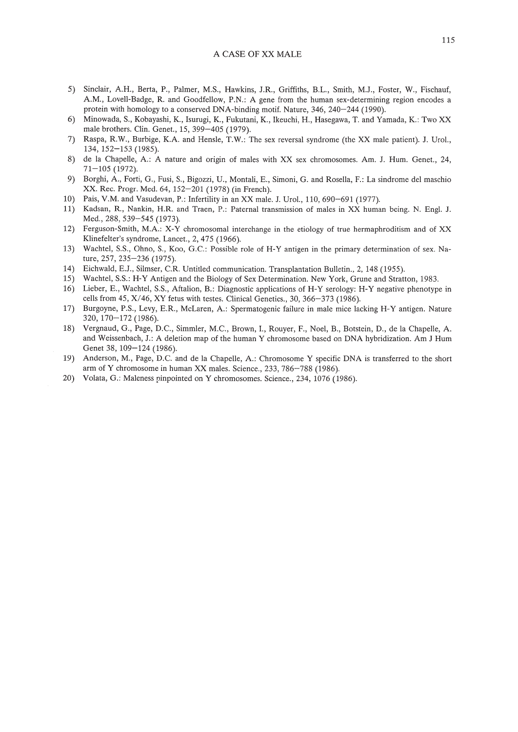5) Sinclair, A.H., Berta, P., Palmer, M.S., Hawkins, J.R., Griffiths, B.L., Smith, M.J., Foster, W., Fischauf, A.M., Lovell-Badge, R. and Goodfellow, P.N.: A gene from the human sex-determining region encodes a protein with homology to a conserved DNA-binding motif. Nature, 346, 240–244 (1990).
6) Minowada, S., Kobayashi, K., Isurugi, K., Fukutani, K., Ikeuchi, H., Hasegawa, T. and Yamada, K.: Two XX male brothers. Clin. Genet., 15, 399–405 (1979).
7) Raspa, R.W., Burbige, K.A. and Hensle, T.W.: The sex reversal syndrome (the XX male patient). J. Urol., 134, 152–153 (1985).
8) de la Chapelle, A.: A nature and origin of males with XX sex chromosomes. Am. J. Hum. Genet., 24, 71–105 (1972).
9) Borghi, A., Forti, G., Fusi, S., Bigozzi, U., Montali, E., Simoni, G. and Rosella, F.: La sindrome del maschio XX. Rec. Progr. Med. 64, 152–201 (1978) (in French).
10) Pais, V.M. and Vasudevan, P.: Infertility in an XX male. J. Urol., 110, 690–691 (1977).
11) Kadsan, R., Nankin, H.R. and Traen, P.: Paternal transmission of males in XX human being. N. Engl. J. Med., 288, 539–545 (1973).
12) Ferguson-Smith, M.A.: X-Y chromosomal interchange in the etiology of true hermaphroditism and of XX Klinefelter's syndrome, Lancet., 2, 475 (1966).
13) Wachtel, S.S., Ohno, S., Koo, G.C.: Possible role of H-Y antigen in the primary determination of sex. Nature, 257, 235–236 (1975).
14) Eichwald, E.J., Silmser, C.R. Untitled communication. Transplantation Bulletin., 2, 148 (1955).
15) Wachtel, S.S.: H-Y Antigen and the Biology of Sex Determination. New York, Grune and Stratton, 1983.
16) Lieber, E., Wachtel, S.S., Aftalion, B.: Diagnostic applications of H-Y serology: H-Y negative phenotype in cells from 45, X/46, XY fetus with testes. Clinical Genetics., 30, 366–373 (1986).
17) Burgoyne, P.S., Levy, E.R., McLaren, A.: Spermatogenic failure in male mice lacking H-Y antigen. Nature 320, 170–172 (1986).
18) Vergnaud, G., Page, D.C., Simmler, M.C., Brown, I., Rouyer, F., Noel, B., Botstein, D., de la Chapelle, A. and Weissenbach, J.: A deletion map of the human Y chromosome based on DNA hybridization. Am J Hum Genet 38, 109–124 (1986).
19) Anderson, M., Page, D.C. and de la Chapelle, A.: Chromosome Y specific DNA is transferred to the short arm of Y chromosome in human XX males. Science., 233, 786–788 (1986).
20) Volata, G.: Maleness pinpointed on Y chromosomes. Science., 234, 1076 (1986).